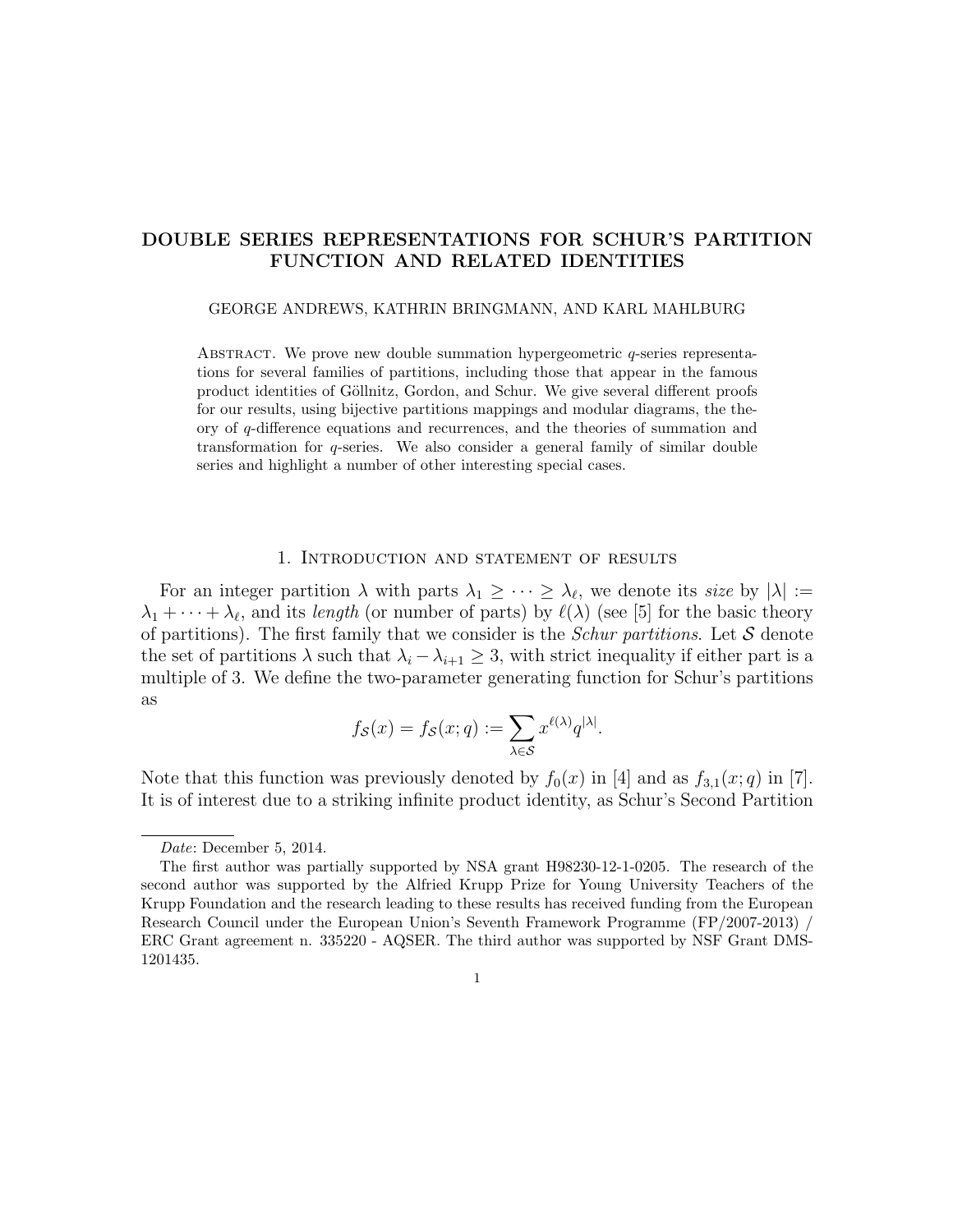# DOUBLE SERIES REPRESENTATIONS FOR SCHUR'S PARTITION FUNCTION AND RELATED IDENTITIES

GEORGE ANDREWS, KATHRIN BRINGMANN, AND KARL MAHLBURG

ABSTRACT. We prove new double summation hypergeometric $q$-series representations for several families of partitions, including those that appear in the famous product identities of Göllnitz, Gordon, and Schur. We give several different proofs for our results, using bijective partitions mappings and modular diagrams, the theory of $q$-difference equations and recurrences, and the theories of summation and transformation for $q$-series. We also consider a general family of similar double series and highlight a number of other interesting special cases.

## 1. Introduction and statement of results

For an integer partition $\lambda$ with parts $\lambda_1 \geq \cdots \geq \lambda_\ell$, we denote its *size* by $|\lambda| := \lambda_1 + \cdots + \lambda_\ell$, and its *length* (or number of parts) by $\ell(\lambda)$ (see [5] for the basic theory of partitions). The first family that we consider is the *Schur partitions*. Let $\mathcal{S}$ denote the set of partitions $\lambda$ such that $\lambda_i - \lambda_{i+1} \geq 3$, with strict inequality if either part is a multiple of 3. We define the two-parameter generating function for Schur's partitions as

$$f_{\mathcal{S}}(x) = f_{\mathcal{S}}(x;q) := \sum_{\lambda \in \mathcal{S}} x^{\ell(\lambda)} q^{|\lambda|}.$$

Note that this function was previously denoted by $f_0(x)$ in [4] and as $f_{3,1}(x;q)$ in [7]. It is of interest due to a striking infinite product identity, as Schur's Second Partition

---

*Date*: December 5, 2014.

The first author was partially supported by NSA grant H98230-12-1-0205. The research of the second author was supported by the Alfried Krupp Prize for Young University Teachers of the Krupp Foundation and the research leading to these results has received funding from the European Research Council under the European Union's Seventh Framework Programme (FP/2007-2013) / ERC Grant agreement n. 335220 - AQSER. The third author was supported by NSF Grant DMS-1201435.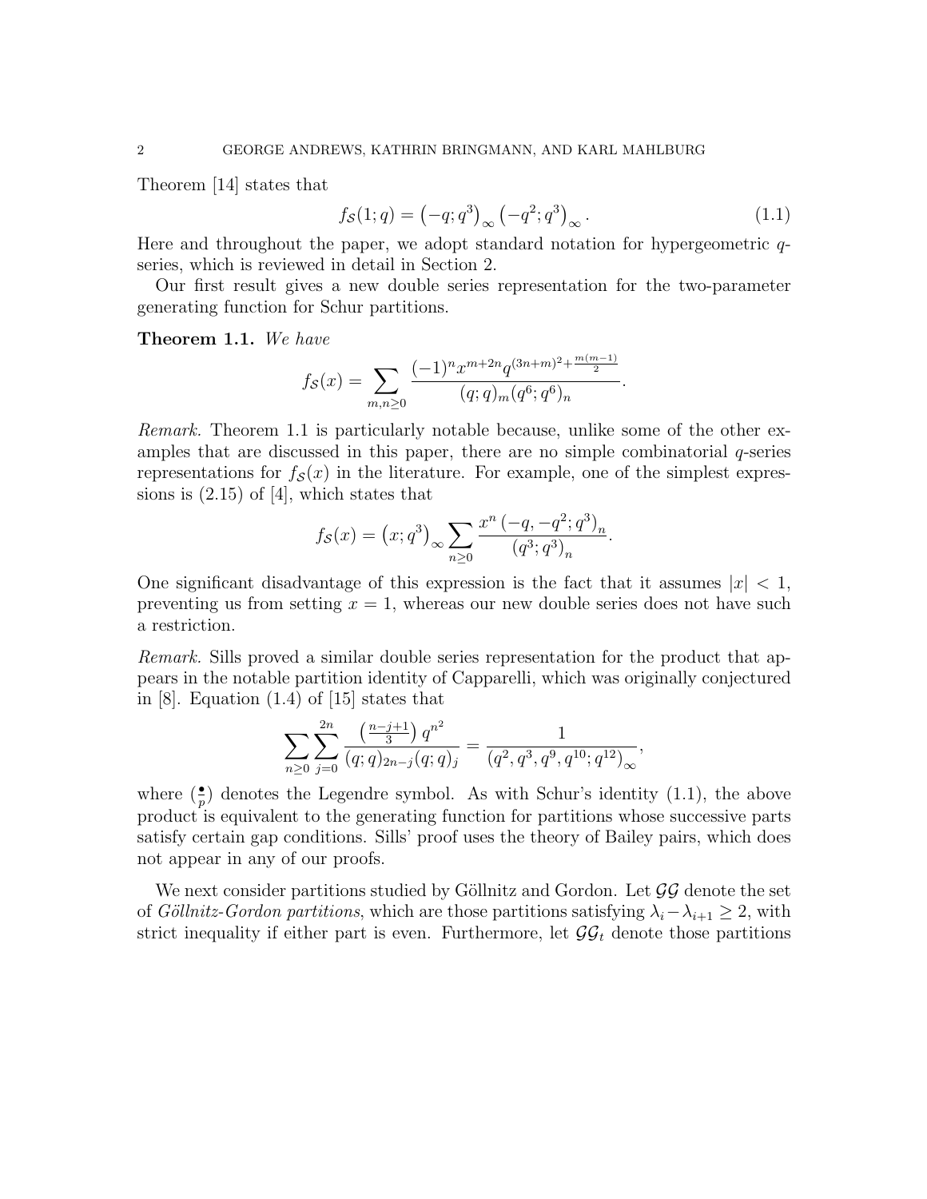Theorem [14] states that

$$f_{\mathcal{S}}(1;q) = \left(-q;q^3\right)_\infty \left(-q^2;q^3\right)_\infty. \tag{1.1}$$

Here and throughout the paper, we adopt standard notation for hypergeometric $q$-series, which is reviewed in detail in Section 2.

Our first result gives a new double series representation for the two-parameter generating function for Schur partitions.

**Theorem 1.1.** *We have*

$$f_{\mathcal{S}}(x) = \sum_{m,n\geq 0} \frac{(-1)^n x^{m+2n} q^{(3n+m)^2 + \frac{m(m-1)}{2}}}{(q;q)_m (q^6;q^6)_n}.$$

*Remark.* Theorem 1.1 is particularly notable because, unlike some of the other examples that are discussed in this paper, there are no simple combinatorial $q$-series representations for $f_{\mathcal{S}}(x)$ in the literature. For example, one of the simplest expressions is (2.15) of [4], which states that

$$f_{\mathcal{S}}(x) = \left(x;q^3\right)_\infty \sum_{n\geq 0} \frac{x^n \left(-q,-q^2;q^3\right)_n}{\left(q^3;q^3\right)_n}.$$

One significant disadvantage of this expression is the fact that it assumes $|x| < 1$, preventing us from setting $x = 1$, whereas our new double series does not have such a restriction.

*Remark.* Sills proved a similar double series representation for the product that appears in the notable partition identity of Capparelli, which was originally conjectured in [8]. Equation (1.4) of [15] states that

$$\sum_{n\geq 0} \sum_{j=0}^{2n} \frac{\left(\frac{n-j+1}{3}\right) q^{n^2}}{(q;q)_{2n-j}(q;q)_j} = \frac{1}{\left(q^2,q^3,q^9,q^{10};q^{12}\right)_\infty},$$

where $\left(\frac{\bullet}{p}\right)$ denotes the Legendre symbol. As with Schur's identity (1.1), the above product is equivalent to the generating function for partitions whose successive parts satisfy certain gap conditions. Sills' proof uses the theory of Bailey pairs, which does not appear in any of our proofs.

We next consider partitions studied by Göllnitz and Gordon. Let $\mathcal{GG}$ denote the set of *Göllnitz-Gordon partitions*, which are those partitions satisfying $\lambda_i - \lambda_{i+1} \geq 2$, with strict inequality if either part is even. Furthermore, let $\mathcal{GG}_t$ denote those partitions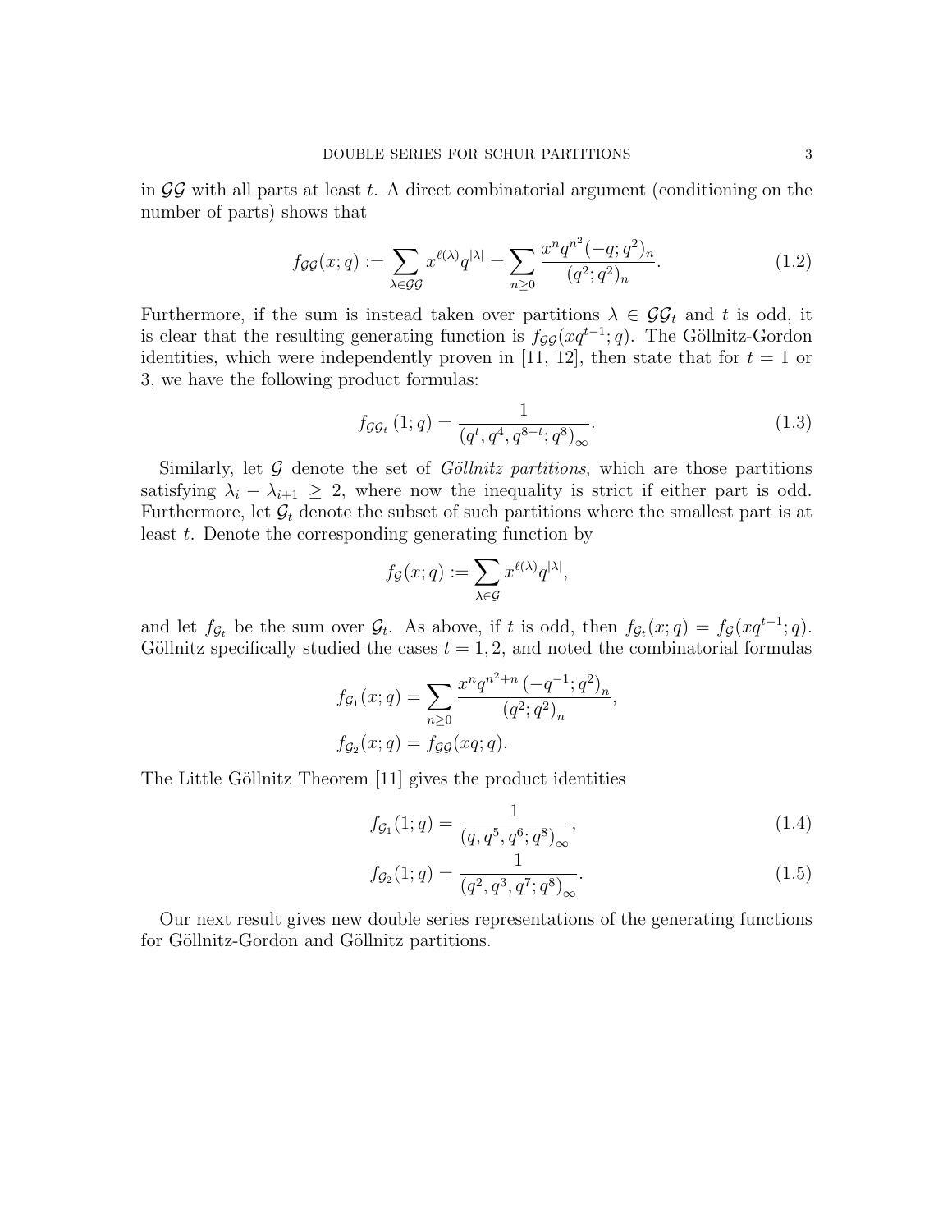in $\mathcal{GG}$ with all parts at least $t$. A direct combinatorial argument (conditioning on the number of parts) shows that

$$f_{\mathcal{GG}}(x;q) := \sum_{\lambda \in \mathcal{GG}} x^{\ell(\lambda)} q^{|\lambda|} = \sum_{n \geq 0} \frac{x^n q^{n^2} (-q;q^2)_n}{(q^2;q^2)_n}. \tag{1.2}$$

Furthermore, if the sum is instead taken over partitions $\lambda \in \mathcal{GG}_t$ and $t$ is odd, it is clear that the resulting generating function is $f_{\mathcal{GG}}(xq^{t-1};q)$. The Göllnitz-Gordon identities, which were independently proven in [11, 12], then state that for $t = 1$ or 3, we have the following product formulas:

$$f_{\mathcal{GG}_t}(1;q) = \frac{1}{(q^t, q^4, q^{8-t}; q^8)_\infty}. \tag{1.3}$$

Similarly, let $\mathcal{G}$ denote the set of *Göllnitz partitions*, which are those partitions satisfying $\lambda_i - \lambda_{i+1} \geq 2$, where now the inequality is strict if either part is odd. Furthermore, let $\mathcal{G}_t$ denote the subset of such partitions where the smallest part is at least $t$. Denote the corresponding generating function by

$$f_{\mathcal{G}}(x;q) := \sum_{\lambda \in \mathcal{G}} x^{\ell(\lambda)} q^{|\lambda|},$$

and let $f_{\mathcal{G}_t}$ be the sum over $\mathcal{G}_t$. As above, if $t$ is odd, then $f_{\mathcal{G}_t}(x;q) = f_{\mathcal{G}}(xq^{t-1};q)$. Göllnitz specifically studied the cases $t = 1, 2$, and noted the combinatorial formulas

$$f_{\mathcal{G}_1}(x;q) = \sum_{n \geq 0} \frac{x^n q^{n^2+n} \left(-q^{-1};q^2\right)_n}{\left(q^2;q^2\right)_n},$$

$$f_{\mathcal{G}_2}(x;q) = f_{\mathcal{GG}}(xq;q).$$

The Little Göllnitz Theorem [11] gives the product identities

$$f_{\mathcal{G}_1}(1;q) = \frac{1}{\left(q, q^5, q^6; q^8\right)_\infty}, \tag{1.4}$$

$$f_{\mathcal{G}_2}(1;q) = \frac{1}{\left(q^2, q^3, q^7; q^8\right)_\infty}. \tag{1.5}$$

Our next result gives new double series representations of the generating functions for Göllnitz-Gordon and Göllnitz partitions.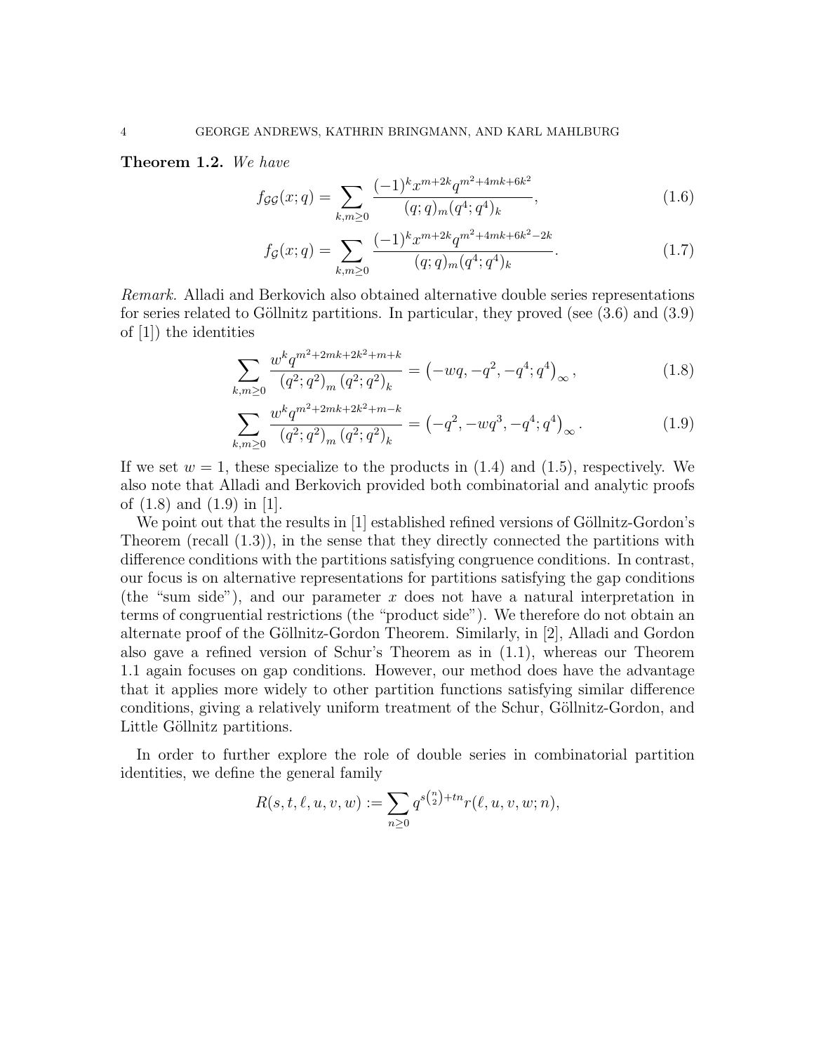**Theorem 1.2.** *We have*

$$f_{\mathcal{GG}}(x;q) = \sum_{k,m\geq 0} \frac{(-1)^k x^{m+2k} q^{m^2+4mk+6k^2}}{(q;q)_m (q^4;q^4)_k}, \tag{1.6}$$

$$f_{\mathcal{G}}(x;q) = \sum_{k,m\geq 0} \frac{(-1)^k x^{m+2k} q^{m^2+4mk+6k^2-2k}}{(q;q)_m (q^4;q^4)_k}. \tag{1.7}$$

*Remark.* Alladi and Berkovich also obtained alternative double series representations for series related to Göllnitz partitions. In particular, they proved (see (3.6) and (3.9) of [1]) the identities

$$\sum_{k,m\geq 0} \frac{w^k q^{m^2+2mk+2k^2+m+k}}{(q^2;q^2)_m (q^2;q^2)_k} = \left(-wq, -q^2, -q^4; q^4\right)_\infty, \tag{1.8}$$

$$\sum_{k,m\geq 0} \frac{w^k q^{m^2+2mk+2k^2+m-k}}{(q^2;q^2)_m (q^2;q^2)_k} = \left(-q^2, -wq^3, -q^4; q^4\right)_\infty. \tag{1.9}$$

If we set $w = 1$, these specialize to the products in (1.4) and (1.5), respectively. We also note that Alladi and Berkovich provided both combinatorial and analytic proofs of (1.8) and (1.9) in [1].

We point out that the results in [1] established refined versions of Göllnitz-Gordon's Theorem (recall (1.3)), in the sense that they directly connected the partitions with difference conditions with the partitions satisfying congruence conditions. In contrast, our focus is on alternative representations for partitions satisfying the gap conditions (the "sum side"), and our parameter $x$ does not have a natural interpretation in terms of congruential restrictions (the "product side"). We therefore do not obtain an alternate proof of the Göllnitz-Gordon Theorem. Similarly, in [2], Alladi and Gordon also gave a refined version of Schur's Theorem as in (1.1), whereas our Theorem 1.1 again focuses on gap conditions. However, our method does have the advantage that it applies more widely to other partition functions satisfying similar difference conditions, giving a relatively uniform treatment of the Schur, Göllnitz-Gordon, and Little Göllnitz partitions.

In order to further explore the role of double series in combinatorial partition identities, we define the general family

$$R(s,t,\ell,u,v,w) := \sum_{n\geq 0} q^{s\binom{n}{2}+tn} r(\ell,u,v,w;n),$$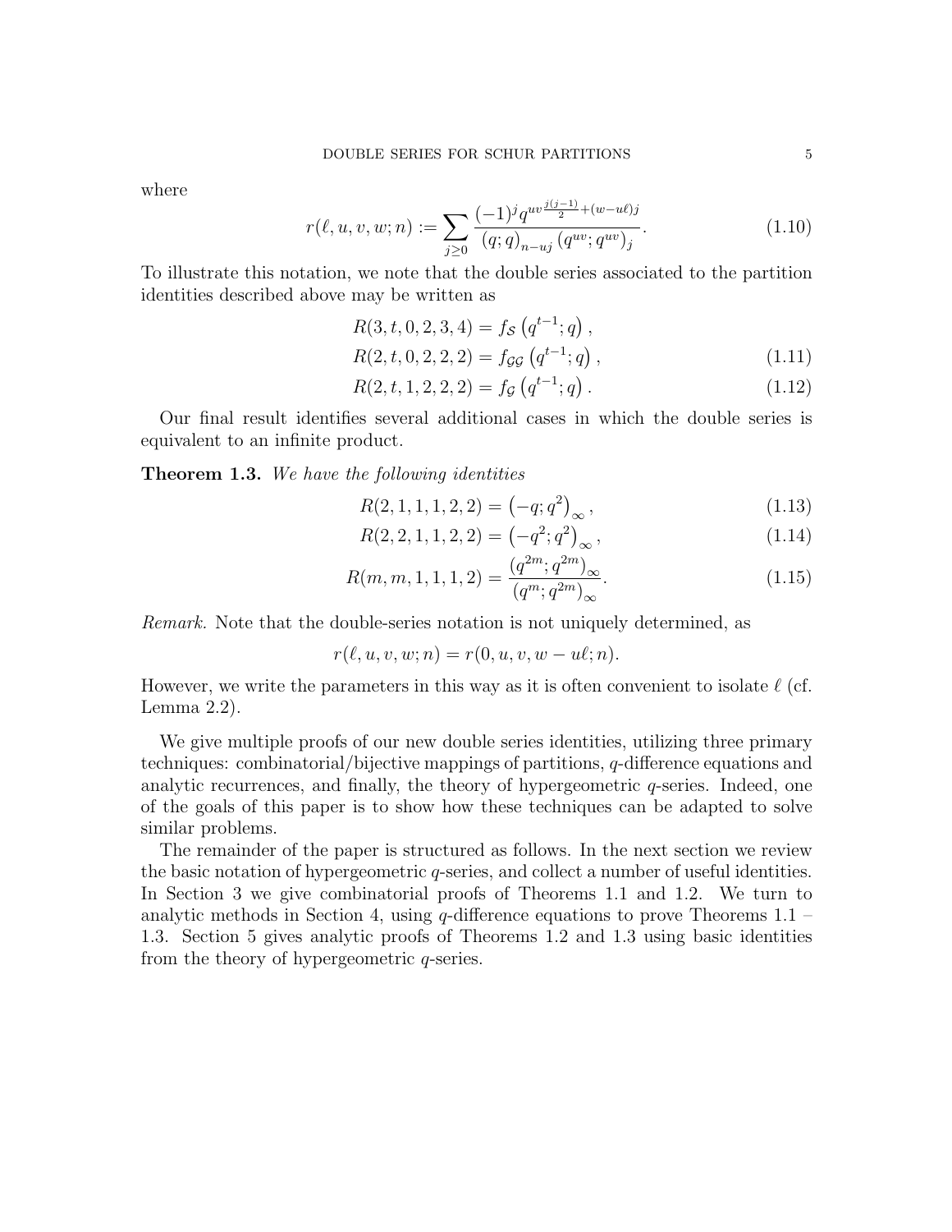where

$$r(\ell, u, v, w; n) := \sum_{j \geq 0} \frac{(-1)^j q^{uv\frac{j(j-1)}{2} + (w-u\ell)j}}{(q;q)_{n-uj} \, (q^{uv}; q^{uv})_j}. \tag{1.10}$$

To illustrate this notation, we note that the double series associated to the partition identities described above may be written as

$$R(3, t, 0, 2, 3, 4) = f_{\mathcal{S}}\left(q^{t-1}; q\right),$$

$$R(2, t, 0, 2, 2, 2) = f_{\mathcal{GG}}\left(q^{t-1}; q\right), \tag{1.11}$$

$$R(2, t, 1, 2, 2, 2) = f_{\mathcal{G}}\left(q^{t-1}; q\right). \tag{1.12}$$

Our final result identifies several additional cases in which the double series is equivalent to an infinite product.

**Theorem 1.3.** *We have the following identities*

$$R(2, 1, 1, 1, 2, 2) = \left(-q; q^2\right)_\infty, \tag{1.13}$$

$$R(2, 2, 1, 1, 2, 2) = \left(-q^2; q^2\right)_\infty, \tag{1.14}$$

$$R(m, m, 1, 1, 1, 2) = \frac{\left(q^{2m}; q^{2m}\right)_\infty}{\left(q^m; q^{2m}\right)_\infty}. \tag{1.15}$$

*Remark.* Note that the double-series notation is not uniquely determined, as

$$r(\ell, u, v, w; n) = r(0, u, v, w - u\ell; n).$$

However, we write the parameters in this way as it is often convenient to isolate $\ell$ (cf. Lemma 2.2).

We give multiple proofs of our new double series identities, utilizing three primary techniques: combinatorial/bijective mappings of partitions, $q$-difference equations and analytic recurrences, and finally, the theory of hypergeometric $q$-series. Indeed, one of the goals of this paper is to show how these techniques can be adapted to solve similar problems.

The remainder of the paper is structured as follows. In the next section we review the basic notation of hypergeometric $q$-series, and collect a number of useful identities. In Section 3 we give combinatorial proofs of Theorems 1.1 and 1.2. We turn to analytic methods in Section 4, using $q$-difference equations to prove Theorems 1.1 – 1.3. Section 5 gives analytic proofs of Theorems 1.2 and 1.3 using basic identities from the theory of hypergeometric $q$-series.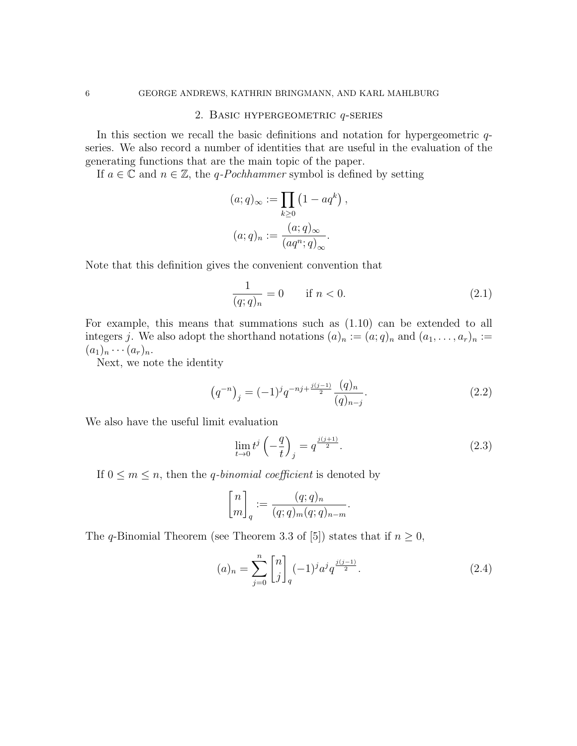## 2. Basic hypergeometric $q$-series

In this section we recall the basic definitions and notation for hypergeometric $q$-series. We also record a number of identities that are useful in the evaluation of the generating functions that are the main topic of the paper.

If $a \in \mathbb{C}$ and $n \in \mathbb{Z}$, the *$q$-Pochhammer* symbol is defined by setting

$$(a;q)_\infty := \prod_{k \geq 0} \left(1 - aq^k\right),$$

$$(a;q)_n := \frac{(a;q)_\infty}{(aq^n;q)_\infty}.$$

Note that this definition gives the convenient convention that

$$\frac{1}{(q;q)_n} = 0 \qquad \text{if } n < 0. \tag{2.1}$$

For example, this means that summations such as (1.10) can be extended to all integers $j$. We also adopt the shorthand notations $(a)_n := (a;q)_n$ and $(a_1, \ldots, a_r)_n := (a_1)_n \cdots (a_r)_n$.

Next, we note the identity

$$\left(q^{-n}\right)_j = (-1)^j q^{-nj + \frac{j(j-1)}{2}} \frac{(q)_n}{(q)_{n-j}}. \tag{2.2}$$

We also have the useful limit evaluation

$$\lim_{t \to 0} t^j \left(-\frac{q}{t}\right)_j = q^{\frac{j(j+1)}{2}}. \tag{2.3}$$

If $0 \leq m \leq n$, then the *$q$-binomial coefficient* is denoted by

$$\begin{bmatrix} n \\ m \end{bmatrix}_q := \frac{(q;q)_n}{(q;q)_m (q;q)_{n-m}}.$$

The $q$-Binomial Theorem (see Theorem 3.3 of [5]) states that if $n \geq 0$,

$$(a)_n = \sum_{j=0}^{n} \begin{bmatrix} n \\ j \end{bmatrix}_q (-1)^j a^j q^{\frac{j(j-1)}{2}}. \tag{2.4}$$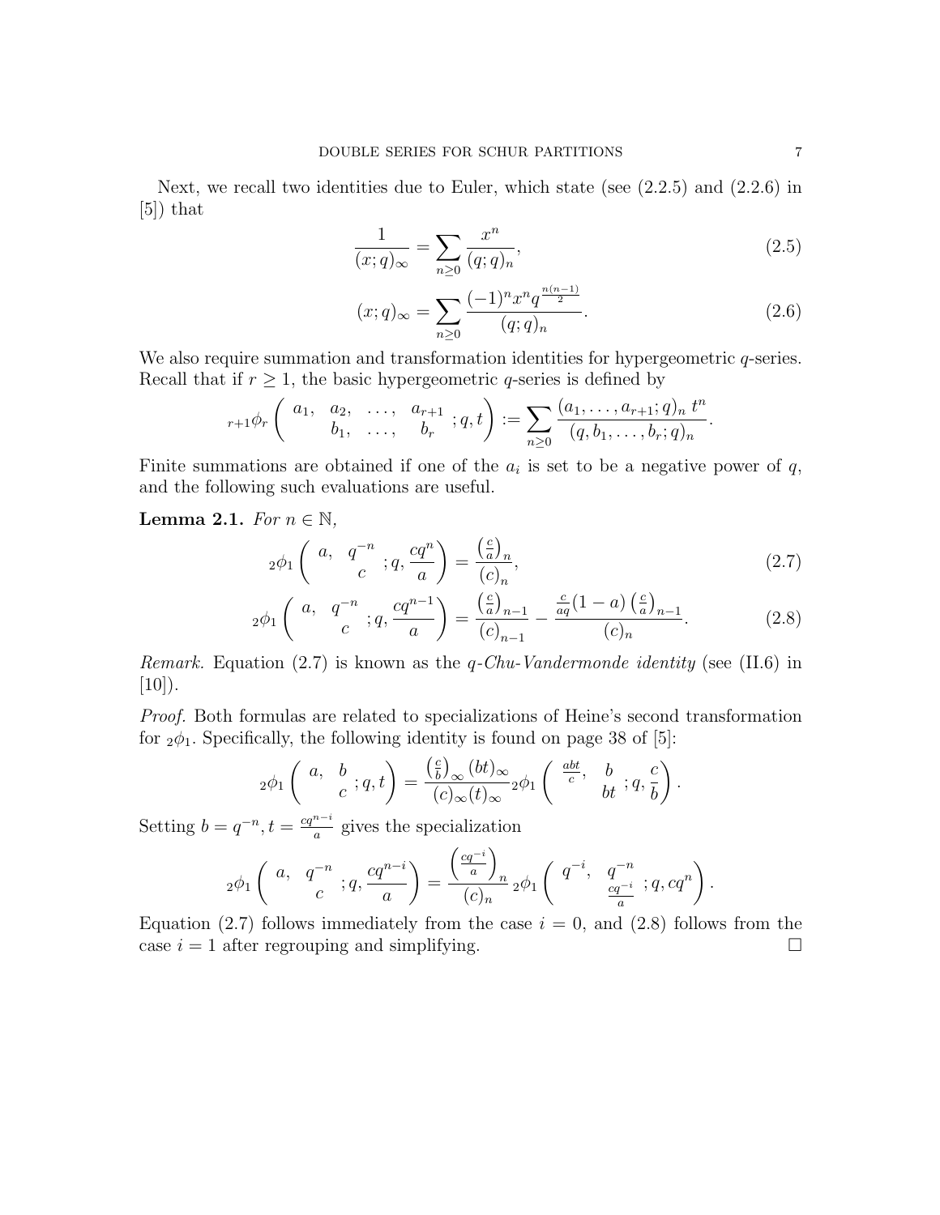Next, we recall two identities due to Euler, which state (see (2.2.5) and (2.2.6) in [5]) that

$$\frac{1}{(x;q)_\infty} = \sum_{n\geq 0} \frac{x^n}{(q;q)_n}, \tag{2.5}$$

$$(x;q)_\infty = \sum_{n\geq 0} \frac{(-1)^n x^n q^{\frac{n(n-1)}{2}}}{(q;q)_n}. \tag{2.6}$$

We also require summation and transformation identities for hypergeometric $q$-series. Recall that if $r \geq 1$, the basic hypergeometric $q$-series is defined by

$${}_{r+1}\phi_r \left( \begin{matrix} a_1, & a_2, & \ldots, & a_{r+1} \\ & b_1, & \ldots, & b_r \end{matrix} ; q, t \right) := \sum_{n\geq 0} \frac{(a_1, \ldots, a_{r+1}; q)_n \, t^n}{(q, b_1, \ldots, b_r; q)_n}.$$

Finite summations are obtained if one of the $a_i$ is set to be a negative power of $q$, and the following such evaluations are useful.

**Lemma 2.1.** *For $n \in \mathbb{N}$,*

$${}_2\phi_1 \left( \begin{matrix} a, & q^{-n} \\ & c \end{matrix} ; q, \frac{cq^n}{a} \right) = \frac{\left(\frac{c}{a}\right)_n}{(c)_n}, \tag{2.7}$$

$${}_2\phi_1 \left( \begin{matrix} a, & q^{-n} \\ & c \end{matrix} ; q, \frac{cq^{n-1}}{a} \right) = \frac{\left(\frac{c}{a}\right)_{n-1}}{(c)_{n-1}} - \frac{\frac{c}{aq}(1-a)\left(\frac{c}{a}\right)_{n-1}}{(c)_n}. \tag{2.8}$$

*Remark.* Equation (2.7) is known as the *q-Chu-Vandermonde identity* (see (II.6) in [10]).

*Proof.* Both formulas are related to specializations of Heine's second transformation for ${}_2\phi_1$. Specifically, the following identity is found on page 38 of [5]:

$${}_2\phi_1 \left( \begin{matrix} a, & b \\ & c \end{matrix} ; q, t \right) = \frac{\left(\frac{c}{b}\right)_\infty (bt)_\infty}{(c)_\infty (t)_\infty} {}_2\phi_1 \left( \begin{matrix} \frac{abt}{c}, & b \\ & bt \end{matrix} ; q, \frac{c}{b} \right).$$

Setting $b = q^{-n}, t = \frac{cq^{n-i}}{a}$ gives the specialization

$${}_2\phi_1 \left( \begin{matrix} a, & q^{-n} \\ & c \end{matrix} ; q, \frac{cq^{n-i}}{a} \right) = \frac{\left(\frac{cq^{-i}}{a}\right)_n}{(c)_n} {}_2\phi_1 \left( \begin{matrix} q^{-i}, & q^{-n} \\ & \frac{cq^{-i}}{a} \end{matrix} ; q, cq^n \right).$$

Equation (2.7) follows immediately from the case $i = 0$, and (2.8) follows from the case $i = 1$ after regrouping and simplifying. $\square$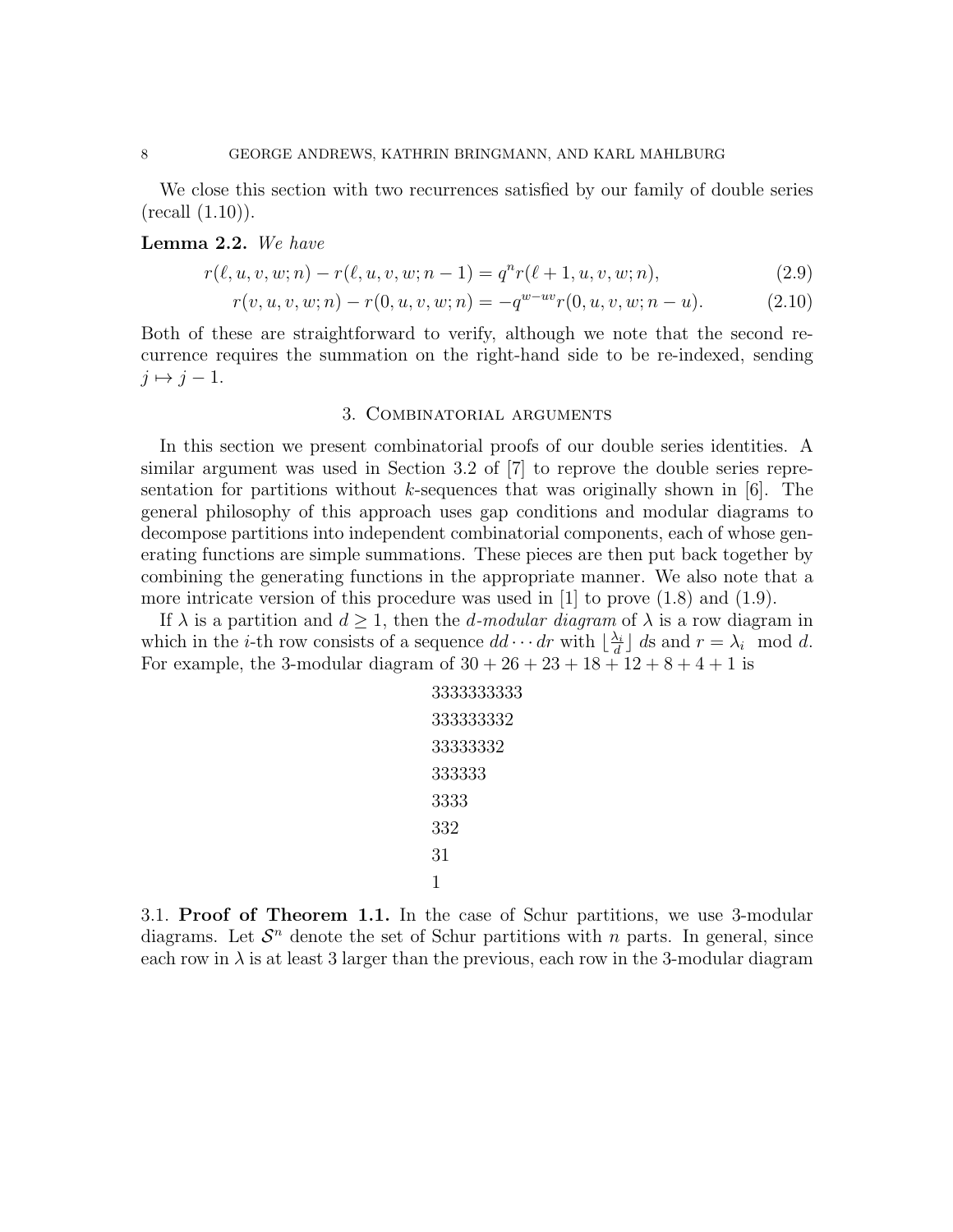We close this section with two recurrences satisfied by our family of double series (recall (1.10)).

**Lemma 2.2.** *We have*

$$r(\ell, u, v, w; n) - r(\ell, u, v, w; n-1) = q^n r(\ell+1, u, v, w; n), \tag{2.9}$$

$$r(v, u, v, w; n) - r(0, u, v, w; n) = -q^{w-uv} r(0, u, v, w; n-u). \tag{2.10}$$

Both of these are straightforward to verify, although we note that the second recurrence requires the summation on the right-hand side to be re-indexed, sending $j \mapsto j-1$.

## 3. Combinatorial arguments

In this section we present combinatorial proofs of our double series identities. A similar argument was used in Section 3.2 of [7] to reprove the double series representation for partitions without $k$-sequences that was originally shown in [6]. The general philosophy of this approach uses gap conditions and modular diagrams to decompose partitions into independent combinatorial components, each of whose generating functions are simple summations. These pieces are then put back together by combining the generating functions in the appropriate manner. We also note that a more intricate version of this procedure was used in [1] to prove (1.8) and (1.9).

If $\lambda$ is a partition and $d \geq 1$, then the *$d$-modular diagram* of $\lambda$ is a row diagram in which in the $i$-th row consists of a sequence $dd \cdots dr$ with $\lfloor \frac{\lambda_i}{d} \rfloor$ $d$s and $r = \lambda_i \mod d$. For example, the 3-modular diagram of $30 + 26 + 23 + 18 + 12 + 8 + 4 + 1$ is

```
3333333333
333333332
33333332
333333
3333
332
31
1
```

3.1. **Proof of Theorem 1.1.** In the case of Schur partitions, we use 3-modular diagrams. Let $\mathcal{S}^n$ denote the set of Schur partitions with $n$ parts. In general, since each row in $\lambda$ is at least 3 larger than the previous, each row in the 3-modular diagram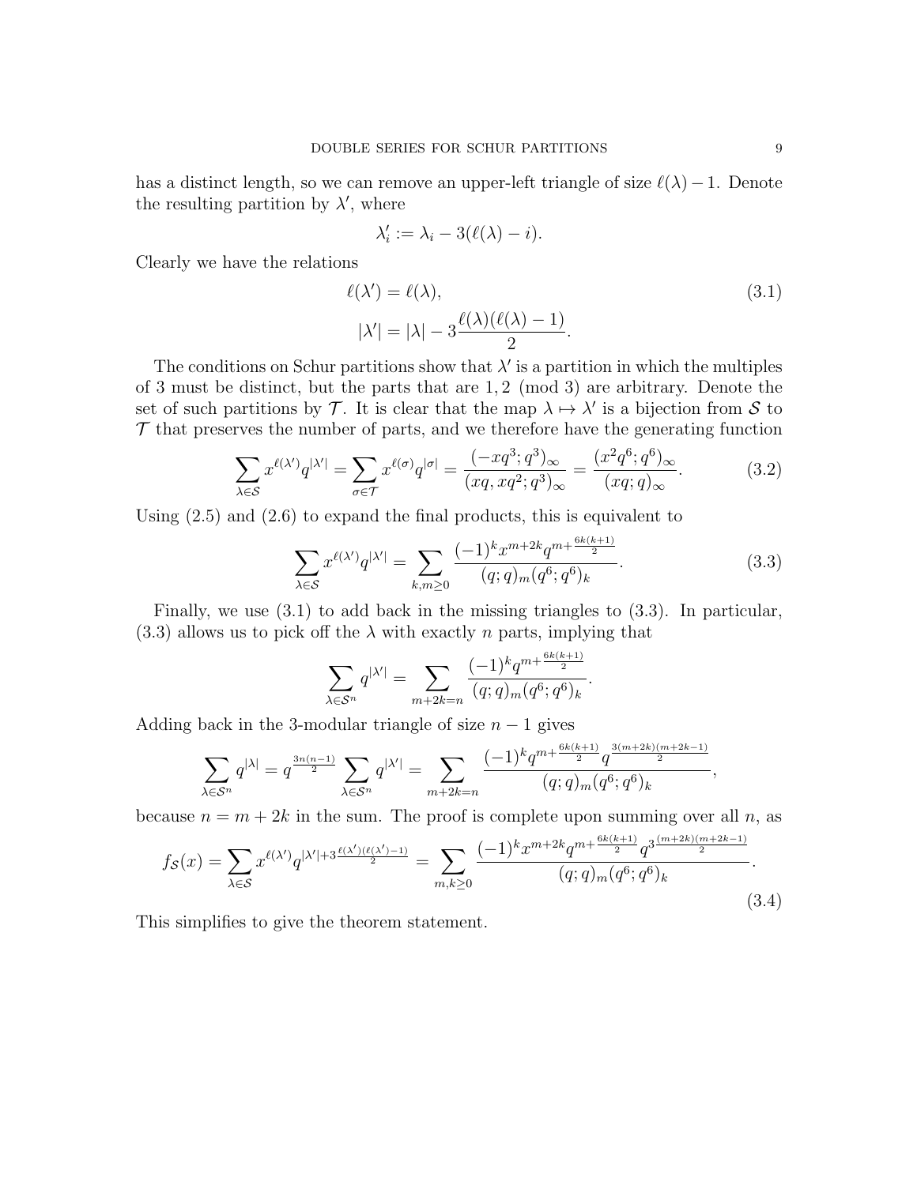has a distinct length, so we can remove an upper-left triangle of size $\ell(\lambda) - 1$. Denote the resulting partition by $\lambda'$, where

$$\lambda'_i := \lambda_i - 3(\ell(\lambda) - i).$$

Clearly we have the relations

$$\begin{aligned} \ell(\lambda') &= \ell(\lambda), \\ |\lambda'| &= |\lambda| - 3\frac{\ell(\lambda)(\ell(\lambda)-1)}{2}. \end{aligned} \tag{3.1}$$

The conditions on Schur partitions show that $\lambda'$ is a partition in which the multiples of 3 must be distinct, but the parts that are $1, 2 \pmod 3$ are arbitrary. Denote the set of such partitions by $\mathcal{T}$. It is clear that the map $\lambda \mapsto \lambda'$ is a bijection from $\mathcal{S}$ to $\mathcal{T}$ that preserves the number of parts, and we therefore have the generating function

$$\sum_{\lambda \in \mathcal{S}} x^{\ell(\lambda')} q^{|\lambda'|} = \sum_{\sigma \in \mathcal{T}} x^{\ell(\sigma)} q^{|\sigma|} = \frac{(-xq^3; q^3)_\infty}{(xq, xq^2; q^3)_\infty} = \frac{(x^2q^6; q^6)_\infty}{(xq; q)_\infty}. \tag{3.2}$$

Using (2.5) and (2.6) to expand the final products, this is equivalent to

$$\sum_{\lambda \in \mathcal{S}} x^{\ell(\lambda')} q^{|\lambda'|} = \sum_{k,m \geq 0} \frac{(-1)^k x^{m+2k} q^{m + \frac{6k(k+1)}{2}}}{(q;q)_m (q^6;q^6)_k}. \tag{3.3}$$

Finally, we use (3.1) to add back in the missing triangles to (3.3). In particular, (3.3) allows us to pick off the $\lambda$ with exactly $n$ parts, implying that

$$\sum_{\lambda \in \mathcal{S}^n} q^{|\lambda'|} = \sum_{m+2k=n} \frac{(-1)^k q^{m + \frac{6k(k+1)}{2}}}{(q;q)_m (q^6;q^6)_k}.$$

Adding back in the 3-modular triangle of size $n-1$ gives

$$\sum_{\lambda \in \mathcal{S}^n} q^{|\lambda|} = q^{\frac{3n(n-1)}{2}} \sum_{\lambda \in \mathcal{S}^n} q^{|\lambda'|} = \sum_{m+2k=n} \frac{(-1)^k q^{m + \frac{6k(k+1)}{2}} q^{\frac{3(m+2k)(m+2k-1)}{2}}}{(q;q)_m (q^6;q^6)_k},$$

because $n = m + 2k$ in the sum. The proof is complete upon summing over all $n$, as

$$f_{\mathcal{S}}(x) = \sum_{\lambda \in \mathcal{S}} x^{\ell(\lambda')} q^{|\lambda'| + 3\frac{\ell(\lambda')(\ell(\lambda')-1)}{2}} = \sum_{m,k \geq 0} \frac{(-1)^k x^{m+2k} q^{m + \frac{6k(k+1)}{2}} q^{3\frac{(m+2k)(m+2k-1)}{2}}}{(q;q)_m (q^6;q^6)_k}. \tag{3.4}$$

This simplifies to give the theorem statement.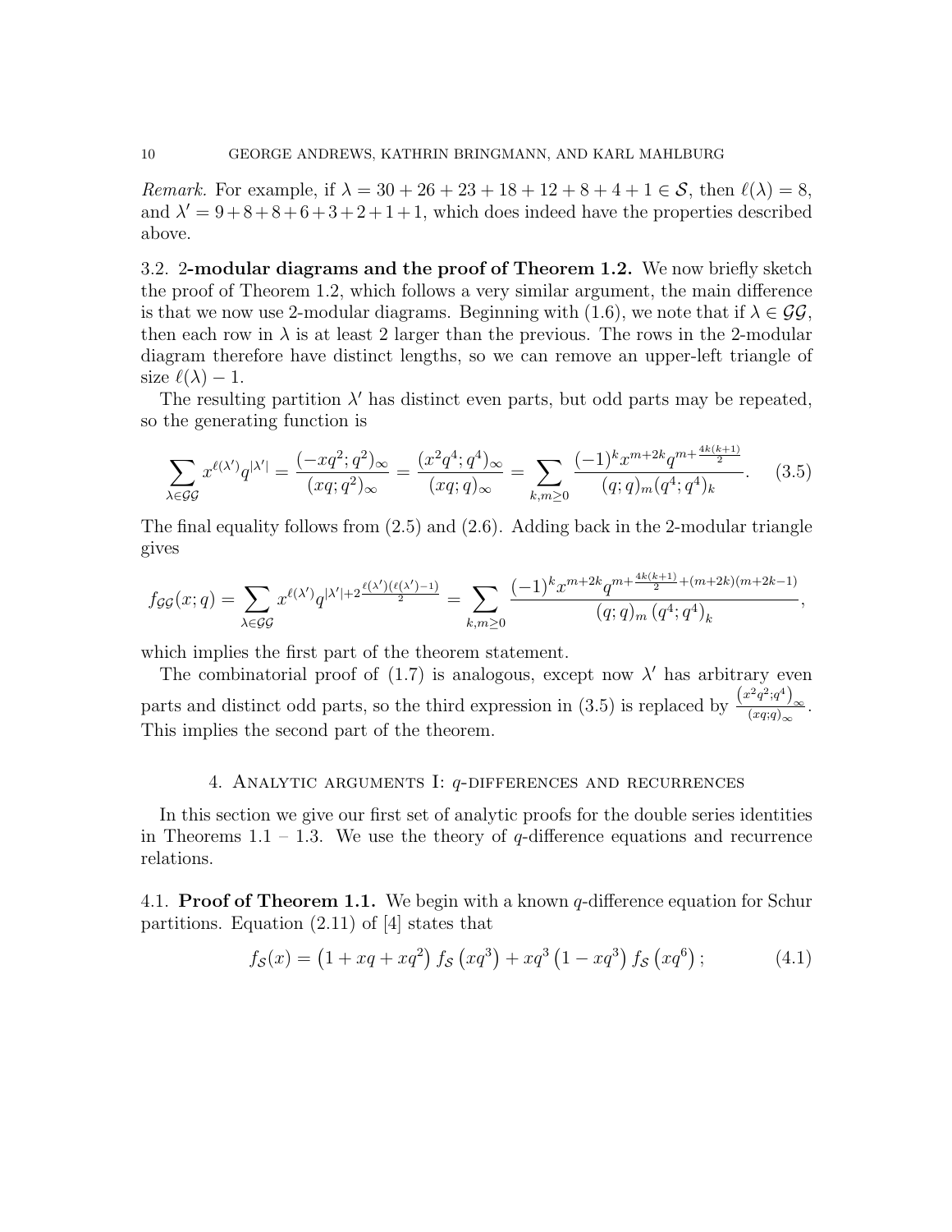*Remark.* For example, if $\lambda = 30+26+23+18+12+8+4+1 \in \mathcal{S}$, then $\ell(\lambda) = 8$, and $\lambda' = 9+8+8+6+3+2+1+1$, which does indeed have the properties described above.

### 3.2. 2-modular diagrams and the proof of Theorem 1.2.

We now briefly sketch the proof of Theorem 1.2, which follows a very similar argument, the main difference is that we now use 2-modular diagrams. Beginning with (1.6), we note that if $\lambda \in \mathcal{GG}$, then each row in $\lambda$ is at least 2 larger than the previous. The rows in the 2-modular diagram therefore have distinct lengths, so we can remove an upper-left triangle of size $\ell(\lambda) - 1$.

The resulting partition $\lambda'$ has distinct even parts, but odd parts may be repeated, so the generating function is

$$\sum_{\lambda \in \mathcal{GG}} x^{\ell(\lambda')} q^{|\lambda'|} = \frac{(-xq^2;q^2)_\infty}{(xq;q^2)_\infty} = \frac{(x^2q^4;q^4)_\infty}{(xq;q)_\infty} = \sum_{k,m\geq 0} \frac{(-1)^k x^{m+2k} q^{m+\frac{4k(k+1)}{2}}}{(q;q)_m (q^4;q^4)_k}. \tag{3.5}$$

The final equality follows from (2.5) and (2.6). Adding back in the 2-modular triangle gives

$$f_{\mathcal{GG}}(x;q) = \sum_{\lambda \in \mathcal{GG}} x^{\ell(\lambda')} q^{|\lambda'| + 2\frac{\ell(\lambda')(\ell(\lambda')-1)}{2}} = \sum_{k,m\geq 0} \frac{(-1)^k x^{m+2k} q^{m+\frac{4k(k+1)}{2}+(m+2k)(m+2k-1)}}{(q;q)_m \left(q^4;q^4\right)_k},$$

which implies the first part of the theorem statement.

The combinatorial proof of (1.7) is analogous, except now $\lambda'$ has arbitrary even parts and distinct odd parts, so the third expression in (3.5) is replaced by $\frac{\left(x^2q^2;q^4\right)_\infty}{(xq;q)_\infty}$. This implies the second part of the theorem.

## 4. Analytic arguments I: $q$-differences and recurrences

In this section we give our first set of analytic proofs for the double series identities in Theorems 1.1 – 1.3. We use the theory of $q$-difference equations and recurrence relations.

### 4.1. Proof of Theorem 1.1.

We begin with a known $q$-difference equation for Schur partitions. Equation (2.11) of [4] states that

$$f_{\mathcal{S}}(x) = \left(1 + xq + xq^2\right) f_{\mathcal{S}}\left(xq^3\right) + xq^3\left(1 - xq^3\right) f_{\mathcal{S}}\left(xq^6\right); \tag{4.1}$$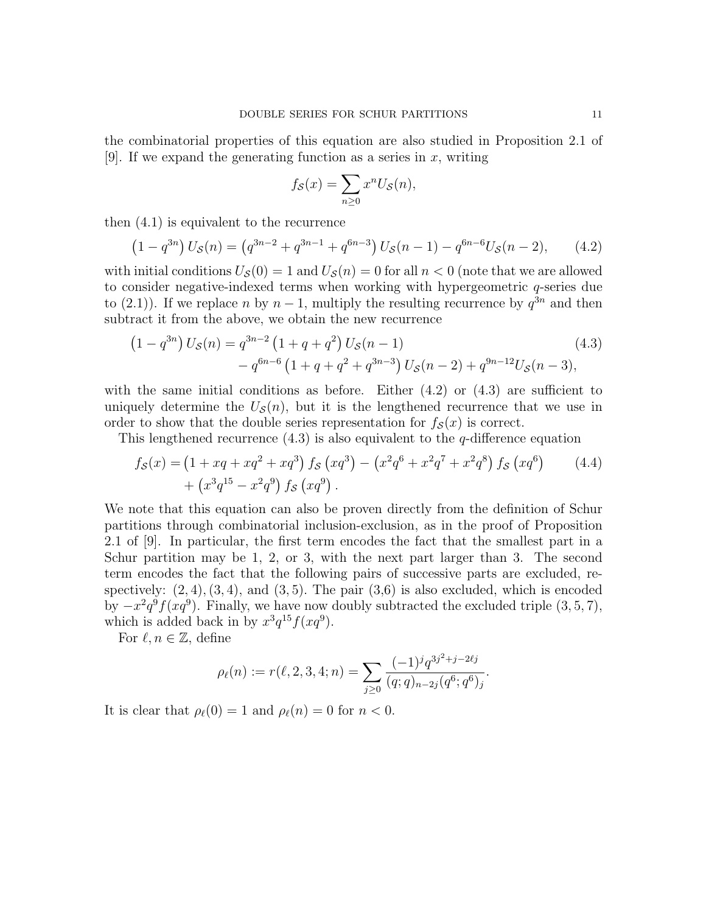the combinatorial properties of this equation are also studied in Proposition 2.1 of [9]. If we expand the generating function as a series in $x$, writing

$$f_{\mathcal{S}}(x) = \sum_{n\geq 0} x^n U_{\mathcal{S}}(n),$$

then (4.1) is equivalent to the recurrence

$$\left(1-q^{3n}\right) U_{\mathcal{S}}(n) = \left(q^{3n-2}+q^{3n-1}+q^{6n-3}\right) U_{\mathcal{S}}(n-1) - q^{6n-6} U_{\mathcal{S}}(n-2), \tag{4.2}$$

with initial conditions $U_{\mathcal{S}}(0) = 1$ and $U_{\mathcal{S}}(n) = 0$ for all $n < 0$ (note that we are allowed to consider negative-indexed terms when working with hypergeometric $q$-series due to (2.1)). If we replace $n$ by $n-1$, multiply the resulting recurrence by $q^{3n}$ and then subtract it from the above, we obtain the new recurrence

$$\begin{aligned}\left(1-q^{3n}\right) U_{\mathcal{S}}(n) &= q^{3n-2}\left(1+q+q^2\right) U_{\mathcal{S}}(n-1) \\ &\quad - q^{6n-6}\left(1+q+q^2+q^{3n-3}\right) U_{\mathcal{S}}(n-2) + q^{9n-12} U_{\mathcal{S}}(n-3),\end{aligned} \tag{4.3}$$

with the same initial conditions as before. Either (4.2) or (4.3) are sufficient to uniquely determine the $U_{\mathcal{S}}(n)$, but it is the lengthened recurrence that we use in order to show that the double series representation for $f_{\mathcal{S}}(x)$ is correct.

This lengthened recurrence (4.3) is also equivalent to the $q$-difference equation

$$\begin{aligned}f_{\mathcal{S}}(x) &= \left(1+xq+xq^2+xq^3\right) f_{\mathcal{S}}\left(xq^3\right) - \left(x^2q^6+x^2q^7+x^2q^8\right) f_{\mathcal{S}}\left(xq^6\right) \\ &\quad + \left(x^3q^{15}-x^2q^9\right) f_{\mathcal{S}}\left(xq^9\right).\end{aligned} \tag{4.4}$$

We note that this equation can also be proven directly from the definition of Schur partitions through combinatorial inclusion-exclusion, as in the proof of Proposition 2.1 of [9]. In particular, the first term encodes the fact that the smallest part in a Schur partition may be 1, 2, or 3, with the next part larger than 3. The second term encodes the fact that the following pairs of successive parts are excluded, respectively: $(2,4), (3,4)$, and $(3,5)$. The pair (3,6) is also excluded, which is encoded by $-x^2q^9f(xq^9)$. Finally, we have now doubly subtracted the excluded triple $(3,5,7)$, which is added back in by $x^3q^{15}f(xq^9)$.

For $\ell, n \in \mathbb{Z}$, define

$$\rho_\ell(n) := r(\ell, 2, 3, 4; n) = \sum_{j\geq 0} \frac{(-1)^j q^{3j^2+j-2\ell j}}{(q;q)_{n-2j}(q^6;q^6)_j}.$$

It is clear that $\rho_\ell(0) = 1$ and $\rho_\ell(n) = 0$ for $n < 0$.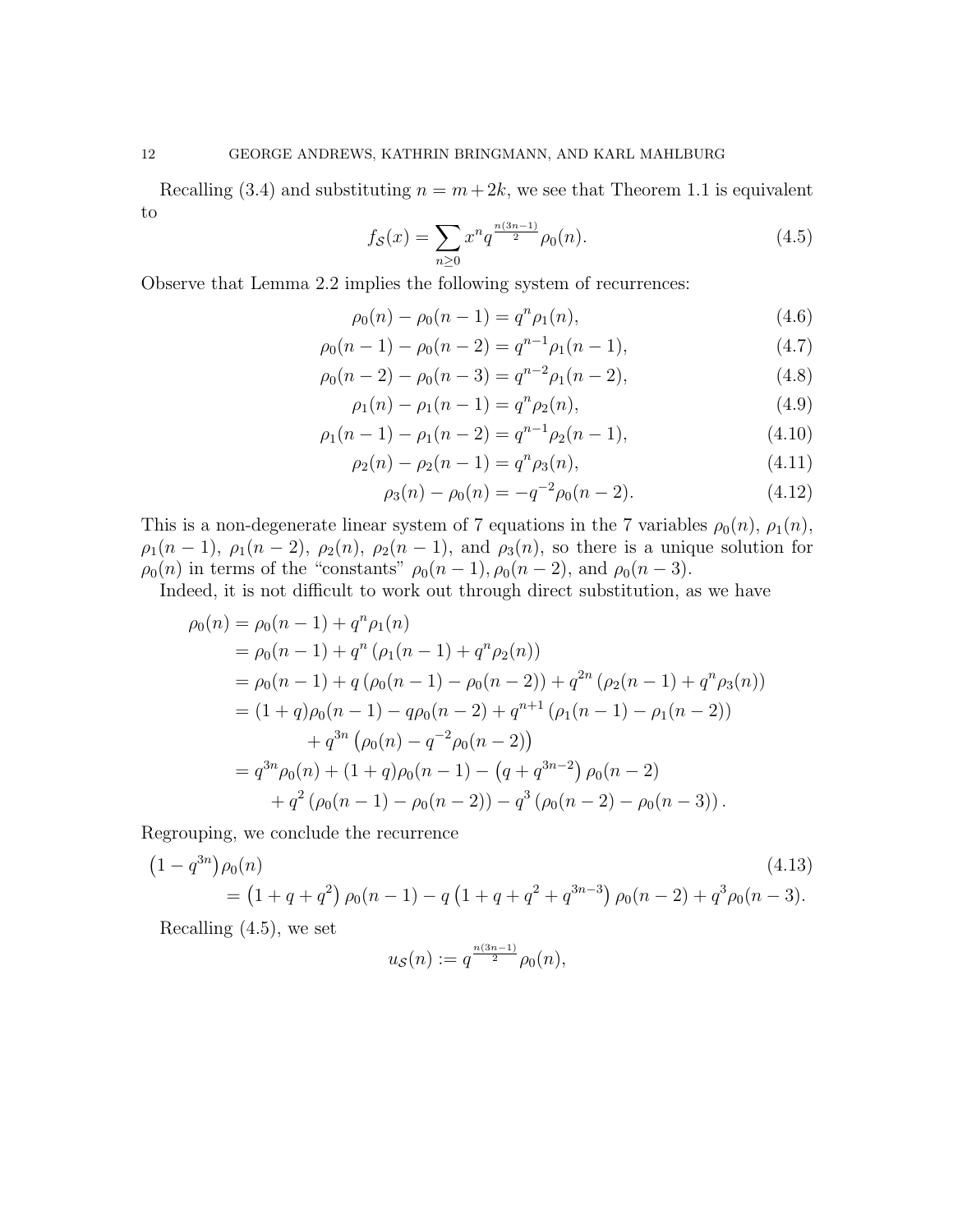Recalling (3.4) and substituting $n = m + 2k$, we see that Theorem 1.1 is equivalent to

$$f_{\mathcal{S}}(x) = \sum_{n \geq 0} x^n q^{\frac{n(3n-1)}{2}} \rho_0(n). \tag{4.5}$$

Observe that Lemma 2.2 implies the following system of recurrences:

$$\rho_0(n) - \rho_0(n-1) = q^n \rho_1(n), \tag{4.6}$$

$$\rho_0(n-1) - \rho_0(n-2) = q^{n-1} \rho_1(n-1), \tag{4.7}$$

$$\rho_0(n-2) - \rho_0(n-3) = q^{n-2} \rho_1(n-2), \tag{4.8}$$

$$\rho_1(n) - \rho_1(n-1) = q^n \rho_2(n), \tag{4.9}$$

$$\rho_1(n-1) - \rho_1(n-2) = q^{n-1} \rho_2(n-1), \tag{4.10}$$

$$\rho_2(n) - \rho_2(n-1) = q^n \rho_3(n), \tag{4.11}$$

$$\rho_3(n) - \rho_0(n) = -q^{-2} \rho_0(n-2). \tag{4.12}$$

This is a non-degenerate linear system of 7 equations in the 7 variables $\rho_0(n)$, $\rho_1(n)$, $\rho_1(n-1)$, $\rho_1(n-2)$, $\rho_2(n)$, $\rho_2(n-1)$, and $\rho_3(n)$, so there is a unique solution for $\rho_0(n)$ in terms of the "constants" $\rho_0(n-1), \rho_0(n-2)$, and $\rho_0(n-3)$.

Indeed, it is not difficult to work out through direct substitution, as we have

$$\begin{aligned}
\rho_0(n) &= \rho_0(n-1) + q^n \rho_1(n) \\
&= \rho_0(n-1) + q^n \left( \rho_1(n-1) + q^n \rho_2(n) \right) \\
&= \rho_0(n-1) + q \left( \rho_0(n-1) - \rho_0(n-2) \right) + q^{2n} \left( \rho_2(n-1) + q^n \rho_3(n) \right) \\
&= (1+q)\rho_0(n-1) - q\rho_0(n-2) + q^{n+1} \left( \rho_1(n-1) - \rho_1(n-2) \right) \\
&\qquad + q^{3n} \left( \rho_0(n) - q^{-2} \rho_0(n-2) \right) \\
&= q^{3n} \rho_0(n) + (1+q)\rho_0(n-1) - \left( q + q^{3n-2} \right) \rho_0(n-2) \\
&\qquad + q^2 \left( \rho_0(n-1) - \rho_0(n-2) \right) - q^3 \left( \rho_0(n-2) - \rho_0(n-3) \right).
\end{aligned}$$

Regrouping, we conclude the recurrence

$$\begin{aligned}
&\left(1 - q^{3n}\right) \rho_0(n) \\
&\qquad = \left(1 + q + q^2\right) \rho_0(n-1) - q \left(1 + q + q^2 + q^{3n-3}\right) \rho_0(n-2) + q^3 \rho_0(n-3).
\end{aligned} \tag{4.13}$$

Recalling (4.5), we set

$$u_{\mathcal{S}}(n) := q^{\frac{n(3n-1)}{2}} \rho_0(n),$$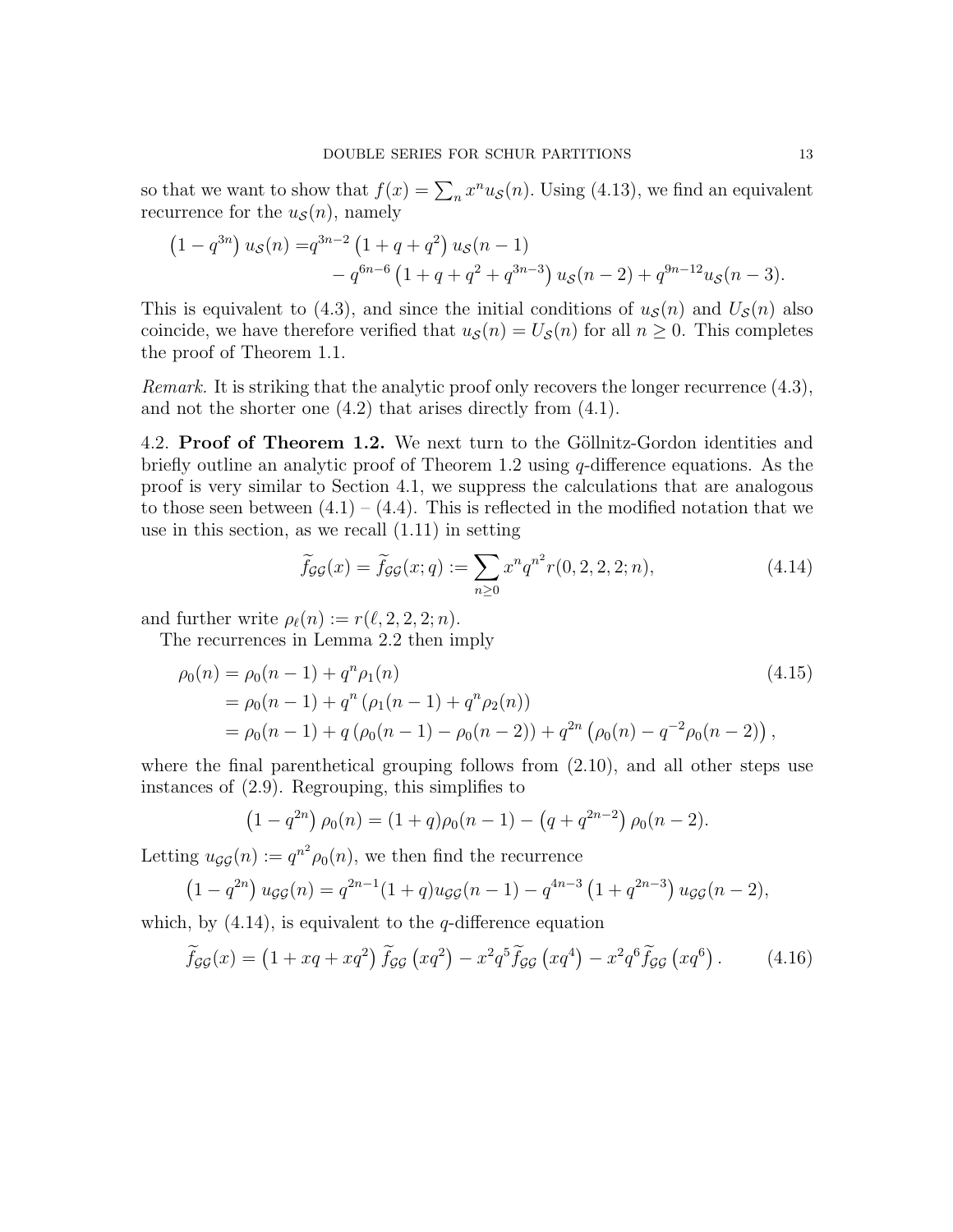so that we want to show that $f(x) = \sum_n x^n u_{\mathcal{S}}(n)$. Using (4.13), we find an equivalent recurrence for the $u_{\mathcal{S}}(n)$, namely

$$\begin{aligned}\left(1-q^{3n}\right)u_{\mathcal{S}}(n) =& q^{3n-2}\left(1+q+q^2\right)u_{\mathcal{S}}(n-1)\\ &- q^{6n-6}\left(1+q+q^2+q^{3n-3}\right)u_{\mathcal{S}}(n-2) + q^{9n-12}u_{\mathcal{S}}(n-3).\end{aligned}$$

This is equivalent to (4.3), and since the initial conditions of $u_{\mathcal{S}}(n)$ and $U_{\mathcal{S}}(n)$ also coincide, we have therefore verified that $u_{\mathcal{S}}(n) = U_{\mathcal{S}}(n)$ for all $n \geq 0$. This completes the proof of Theorem 1.1.

*Remark.* It is striking that the analytic proof only recovers the longer recurrence (4.3), and not the shorter one (4.2) that arises directly from (4.1).

4.2. **Proof of Theorem 1.2.** We next turn to the Göllnitz-Gordon identities and briefly outline an analytic proof of Theorem 1.2 using $q$-difference equations. As the proof is very similar to Section 4.1, we suppress the calculations that are analogous to those seen between (4.1) – (4.4). This is reflected in the modified notation that we use in this section, as we recall (1.11) in setting

$$\widetilde{f}_{\mathcal{GG}}(x) = \widetilde{f}_{\mathcal{GG}}(x;q) := \sum_{n\geq 0} x^n q^{n^2} r(0,2,2,2;n), \tag{4.14}$$

and further write $\rho_\ell(n) := r(\ell,2,2,2;n)$.

The recurrences in Lemma 2.2 then imply

$$\begin{aligned}\rho_0(n) &= \rho_0(n-1) + q^n\rho_1(n) \\ &= \rho_0(n-1) + q^n\left(\rho_1(n-1) + q^n\rho_2(n)\right) \\ &= \rho_0(n-1) + q\left(\rho_0(n-1) - \rho_0(n-2)\right) + q^{2n}\left(\rho_0(n) - q^{-2}\rho_0(n-2)\right),\end{aligned} \tag{4.15}$$

where the final parenthetical grouping follows from (2.10), and all other steps use instances of (2.9). Regrouping, this simplifies to

$$\left(1-q^{2n}\right)\rho_0(n) = (1+q)\rho_0(n-1) - \left(q+q^{2n-2}\right)\rho_0(n-2).$$

Letting $u_{\mathcal{GG}}(n) := q^{n^2}\rho_0(n)$, we then find the recurrence

$$\left(1-q^{2n}\right)u_{\mathcal{GG}}(n) = q^{2n-1}(1+q)u_{\mathcal{GG}}(n-1) - q^{4n-3}\left(1+q^{2n-3}\right)u_{\mathcal{GG}}(n-2),$$

which, by (4.14), is equivalent to the $q$-difference equation

$$\widetilde{f}_{\mathcal{GG}}(x) = \left(1+xq+xq^2\right)\widetilde{f}_{\mathcal{GG}}\left(xq^2\right) - x^2q^5\widetilde{f}_{\mathcal{GG}}\left(xq^4\right) - x^2q^6\widetilde{f}_{\mathcal{GG}}\left(xq^6\right). \tag{4.16}$$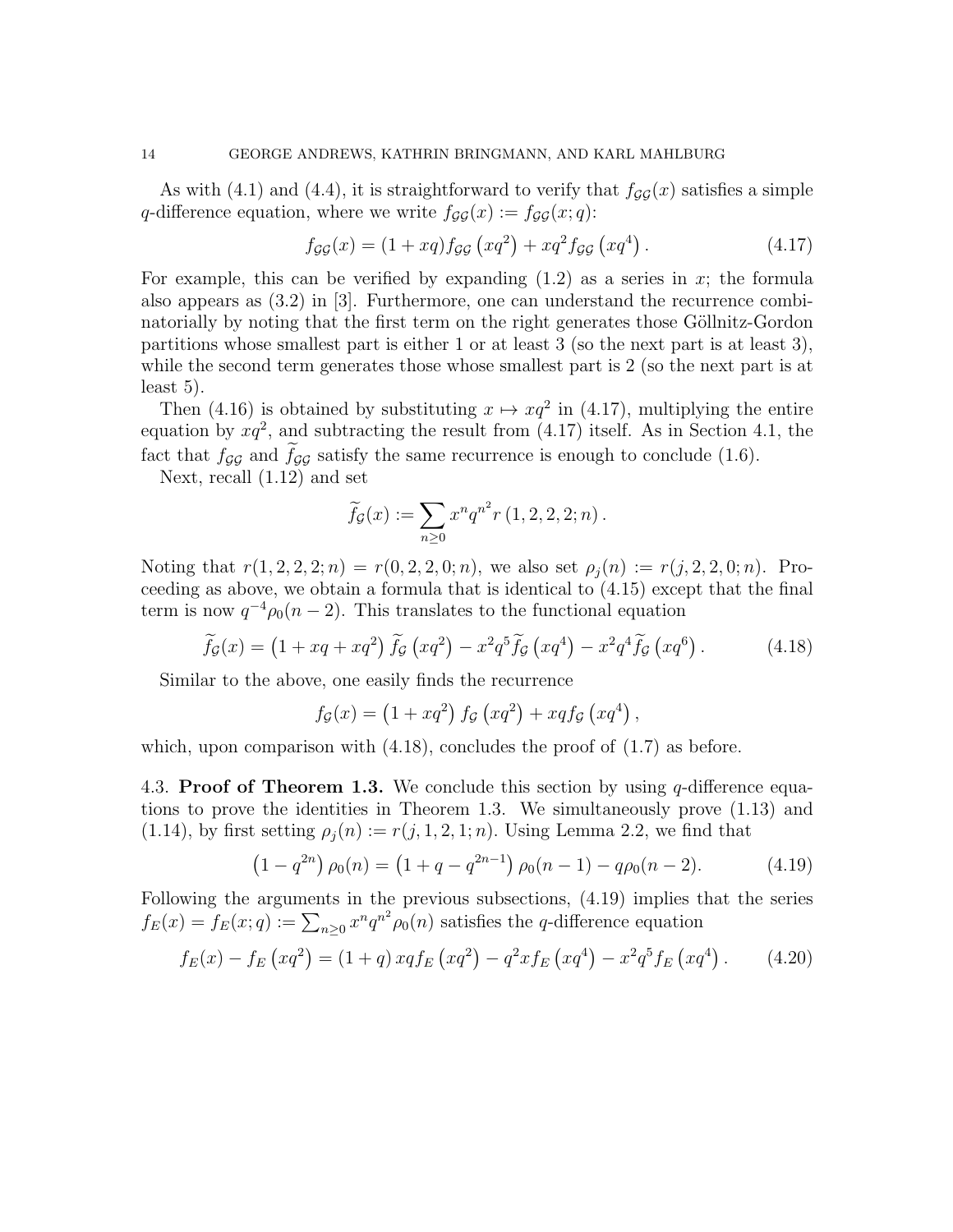As with (4.1) and (4.4), it is straightforward to verify that $f_{\mathcal{GG}}(x)$ satisfies a simple $q$-difference equation, where we write $f_{\mathcal{GG}}(x) := f_{\mathcal{GG}}(x;q)$:

$$f_{\mathcal{GG}}(x) = (1+xq) f_{\mathcal{GG}}\left(xq^2\right) + xq^2 f_{\mathcal{GG}}\left(xq^4\right). \tag{4.17}$$

For example, this can be verified by expanding (1.2) as a series in $x$; the formula also appears as (3.2) in [3]. Furthermore, one can understand the recurrence combinatorially by noting that the first term on the right generates those Göllnitz-Gordon partitions whose smallest part is either 1 or at least 3 (so the next part is at least 3), while the second term generates those whose smallest part is 2 (so the next part is at least 5).

Then (4.16) is obtained by substituting $x \mapsto xq^2$ in (4.17), multiplying the entire equation by $xq^2$, and subtracting the result from (4.17) itself. As in Section 4.1, the fact that $f_{\mathcal{GG}}$ and $\widetilde{f}_{\mathcal{GG}}$ satisfy the same recurrence is enough to conclude (1.6).

Next, recall (1.12) and set

$$\widetilde{f}_{\mathcal{G}}(x) := \sum_{n\geq 0} x^n q^{n^2} r\left(1,2,2,2;n\right).$$

Noting that $r(1,2,2,2;n) = r(0,2,2,0;n)$, we also set $\rho_j(n) := r(j,2,2,0;n)$. Proceeding as above, we obtain a formula that is identical to (4.15) except that the final term is now $q^{-4}\rho_0(n-2)$. This translates to the functional equation

$$\widetilde{f}_{\mathcal{G}}(x) = \left(1+xq+xq^2\right)\widetilde{f}_{\mathcal{G}}\left(xq^2\right) - x^2q^5\widetilde{f}_{\mathcal{G}}\left(xq^4\right) - x^2q^4\widetilde{f}_{\mathcal{G}}\left(xq^6\right). \tag{4.18}$$

Similar to the above, one easily finds the recurrence

$$f_{\mathcal{G}}(x) = \left(1+xq^2\right) f_{\mathcal{G}}\left(xq^2\right) + xq f_{\mathcal{G}}\left(xq^4\right),$$

which, upon comparison with (4.18), concludes the proof of (1.7) as before.

### 4.3. **Proof of Theorem 1.3.**

We conclude this section by using $q$-difference equations to prove the identities in Theorem 1.3. We simultaneously prove (1.13) and (1.14), by first setting $\rho_j(n) := r(j,1,2,1;n)$. Using Lemma 2.2, we find that

$$\left(1-q^{2n}\right)\rho_0(n) = \left(1+q-q^{2n-1}\right)\rho_0(n-1) - q\rho_0(n-2). \tag{4.19}$$

Following the arguments in the previous subsections, (4.19) implies that the series $f_E(x) = f_E(x;q) := \sum_{n\geq 0} x^n q^{n^2}\rho_0(n)$ satisfies the $q$-difference equation

$$f_E(x) - f_E\left(xq^2\right) = (1+q)\,xq f_E\left(xq^2\right) - q^2 x f_E\left(xq^4\right) - x^2q^5 f_E\left(xq^4\right). \tag{4.20}$$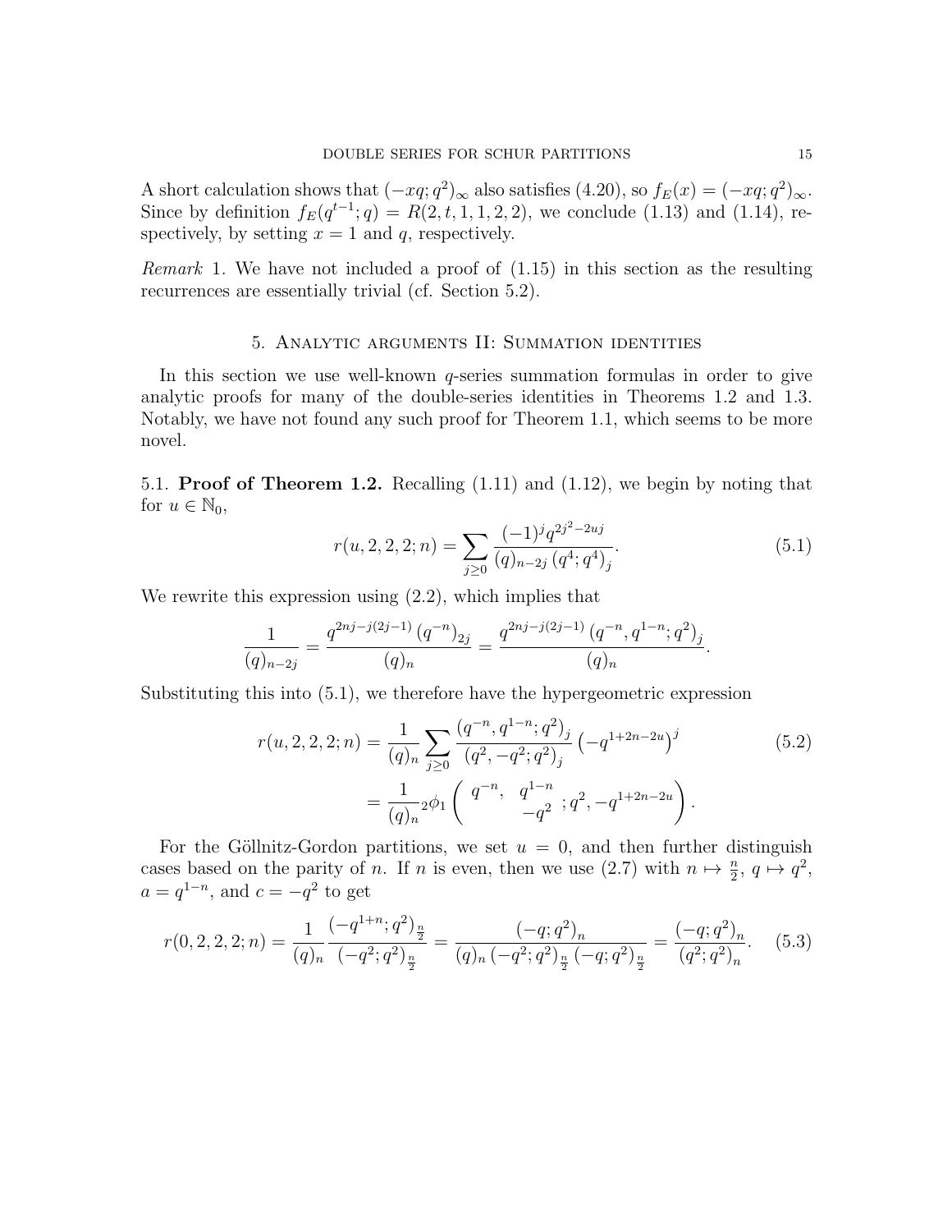A short calculation shows that $(-xq;q^2)_\infty$ also satisfies (4.20), so $f_E(x) = (-xq;q^2)_\infty$. Since by definition $f_E(q^{t-1};q) = R(2,t,1,1,2,2)$, we conclude (1.13) and (1.14), respectively, by setting $x = 1$ and $q$, respectively.

*Remark* 1. We have not included a proof of (1.15) in this section as the resulting recurrences are essentially trivial (cf. Section 5.2).

## 5. Analytic arguments II: Summation identities

In this section we use well-known $q$-series summation formulas in order to give analytic proofs for many of the double-series identities in Theorems 1.2 and 1.3. Notably, we have not found any such proof for Theorem 1.1, which seems to be more novel.

### 5.1. **Proof of Theorem 1.2.**

Recalling (1.11) and (1.12), we begin by noting that for $u \in \mathbb{N}_0$,

$$r(u,2,2,2;n) = \sum_{j\geq 0} \frac{(-1)^j q^{2j^2-2uj}}{(q)_{n-2j}\,(q^4;q^4)_j}. \tag{5.1}$$

We rewrite this expression using (2.2), which implies that

$$\frac{1}{(q)_{n-2j}} = \frac{q^{2nj-j(2j-1)}\,(q^{-n})_{2j}}{(q)_n} = \frac{q^{2nj-j(2j-1)}\,(q^{-n},q^{1-n};q^2)_j}{(q)_n}.$$

Substituting this into (5.1), we therefore have the hypergeometric expression

$$\begin{aligned} r(u,2,2,2;n) &= \frac{1}{(q)_n} \sum_{j\geq 0} \frac{(q^{-n},q^{1-n};q^2)_j}{(q^2,-q^2;q^2)_j} \left(-q^{1+2n-2u}\right)^j \\ &= \frac{1}{(q)_n} {}_2\phi_1\left( \begin{matrix} q^{-n}, & q^{1-n} \\ & -q^2 \end{matrix} ; q^2, -q^{1+2n-2u} \right). \end{aligned} \tag{5.2}$$

For the Göllnitz-Gordon partitions, we set $u = 0$, and then further distinguish cases based on the parity of $n$. If $n$ is even, then we use (2.7) with $n \mapsto \frac{n}{2}$, $q \mapsto q^2$, $a = q^{1-n}$, and $c = -q^2$ to get

$$r(0,2,2,2;n) = \frac{1}{(q)_n} \frac{(-q^{1+n};q^2)_{\frac{n}{2}}}{(-q^2;q^2)_{\frac{n}{2}}} = \frac{(-q;q^2)_n}{(q)_n\,(-q^2;q^2)_{\frac{n}{2}}\,(-q;q^2)_{\frac{n}{2}}} = \frac{(-q;q^2)_n}{(q^2;q^2)_n}. \tag{5.3}$$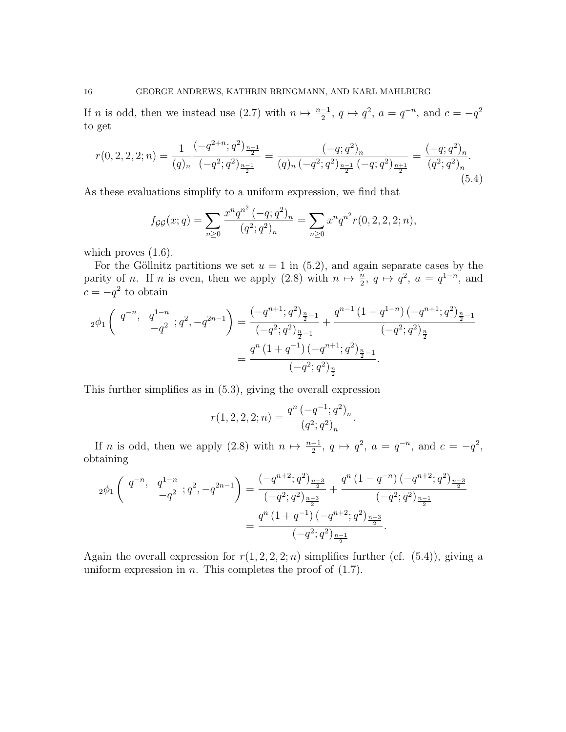If $n$ is odd, then we instead use (2.7) with $n \mapsto \frac{n-1}{2}$, $q \mapsto q^2$, $a = q^{-n}$, and $c = -q^2$ to get

$$r(0,2,2,2;n) = \frac{1}{(q)_n} \frac{\left(-q^{2+n};q^2\right)_{\frac{n-1}{2}}}{\left(-q^2;q^2\right)_{\frac{n-1}{2}}} = \frac{\left(-q;q^2\right)_n}{(q)_n \left(-q^2;q^2\right)_{\frac{n-1}{2}} \left(-q;q^2\right)_{\frac{n+1}{2}}} = \frac{\left(-q;q^2\right)_n}{\left(q^2;q^2\right)_n}. \tag{5.4}$$

As these evaluations simplify to a uniform expression, we find that

$$f_{\mathcal{GG}}(x;q) = \sum_{n\geq 0} \frac{x^n q^{n^2} \left(-q;q^2\right)_n}{\left(q^2;q^2\right)_n} = \sum_{n\geq 0} x^n q^{n^2} r(0,2,2,2;n),$$

which proves (1.6).

For the Göllnitz partitions we set $u=1$ in (5.2), and again separate cases by the parity of $n$. If $n$ is even, then we apply (2.8) with $n \mapsto \frac{n}{2}$, $q \mapsto q^2$, $a = q^{1-n}$, and $c = -q^2$ to obtain

$$\begin{aligned}
{}_2\phi_1 \left( \begin{matrix} q^{-n}, & q^{1-n} \\ & -q^2 \end{matrix} ; q^2, -q^{2n-1} \right) &= \frac{\left(-q^{n+1};q^2\right)_{\frac{n}{2}-1}}{\left(-q^2;q^2\right)_{\frac{n}{2}-1}} + \frac{q^{n-1}\left(1-q^{1-n}\right)\left(-q^{n+1};q^2\right)_{\frac{n}{2}-1}}{\left(-q^2;q^2\right)_{\frac{n}{2}}} \\
&= \frac{q^n\left(1+q^{-1}\right)\left(-q^{n+1};q^2\right)_{\frac{n}{2}-1}}{\left(-q^2;q^2\right)_{\frac{n}{2}}}.
\end{aligned}$$

This further simplifies as in (5.3), giving the overall expression

$$r(1,2,2,2;n) = \frac{q^n\left(-q^{-1};q^2\right)_n}{\left(q^2;q^2\right)_n}.$$

If $n$ is odd, then we apply (2.8) with $n \mapsto \frac{n-1}{2}$, $q \mapsto q^2$, $a = q^{-n}$, and $c = -q^2$, obtaining

$$\begin{aligned}
{}_2\phi_1 \left( \begin{matrix} q^{-n}, & q^{1-n} \\ & -q^2 \end{matrix} ; q^2, -q^{2n-1} \right) &= \frac{\left(-q^{n+2};q^2\right)_{\frac{n-3}{2}}}{\left(-q^2;q^2\right)_{\frac{n-3}{2}}} + \frac{q^{n}\left(1-q^{-n}\right)\left(-q^{n+2};q^2\right)_{\frac{n-3}{2}}}{\left(-q^2;q^2\right)_{\frac{n-1}{2}}} \\
&= \frac{q^n\left(1+q^{-1}\right)\left(-q^{n+2};q^2\right)_{\frac{n-3}{2}}}{\left(-q^2;q^2\right)_{\frac{n-1}{2}}}.
\end{aligned}$$

Again the overall expression for $r(1,2,2,2;n)$ simplifies further (cf. (5.4)), giving a uniform expression in $n$. This completes the proof of (1.7).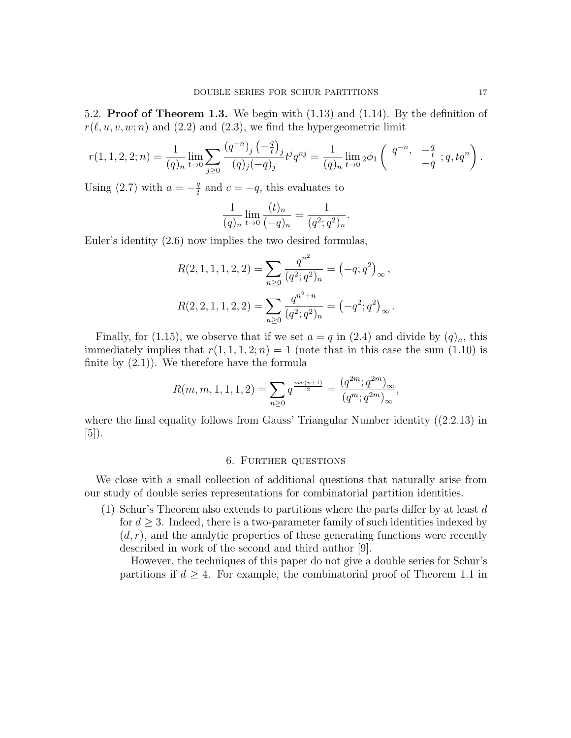5.2. **Proof of Theorem 1.3.** We begin with (1.13) and (1.14). By the definition of $r(\ell, u, v, w; n)$ and (2.2) and (2.3), we find the hypergeometric limit

$$r(1,1,2,2;n) = \frac{1}{(q)_n} \lim_{t\to 0} \sum_{j\geq 0} \frac{(q^{-n})_j \left(-\frac{q}{t}\right)_j}{(q)_j(-q)_j} t^j q^{nj} = \frac{1}{(q)_n} \lim_{t\to 0} {}_2\phi_1 \left( \begin{matrix} q^{-n}, & -\frac{q}{t} \\ & -q \end{matrix} ; q, tq^n \right).$$

Using (2.7) with $a = -\frac{q}{t}$ and $c = -q$, this evaluates to

$$\frac{1}{(q)_n} \lim_{t\to 0} \frac{(t)_n}{(-q)_n} = \frac{1}{(q^2;q^2)_n}.$$

Euler's identity (2.6) now implies the two desired formulas,

$$R(2,1,1,1,2,2) = \sum_{n\geq 0} \frac{q^{n^2}}{(q^2;q^2)_n} = \left(-q;q^2\right)_\infty,$$

$$R(2,2,1,1,2,2) = \sum_{n\geq 0} \frac{q^{n^2+n}}{(q^2;q^2)_n} = \left(-q^2;q^2\right)_\infty.$$

Finally, for (1.15), we observe that if we set $a = q$ in (2.4) and divide by $(q)_n$, this immediately implies that $r(1,1,1,2;n) = 1$ (note that in this case the sum (1.10) is finite by (2.1)). We therefore have the formula

$$R(m,m,1,1,1,2) = \sum_{n\geq 0} q^{\frac{mn(n+1)}{2}} = \frac{(q^{2m};q^{2m})_\infty}{(q^m;q^{2m})_\infty},$$

where the final equality follows from Gauss' Triangular Number identity ((2.2.13) in [5]).

## 6. Further questions

We close with a small collection of additional questions that naturally arise from our study of double series representations for combinatorial partition identities.

(1) Schur's Theorem also extends to partitions where the parts differ by at least $d$ for $d \geq 3$. Indeed, there is a two-parameter family of such identities indexed by $(d, r)$, and the analytic properties of these generating functions were recently described in work of the second and third author [9].

However, the techniques of this paper do not give a double series for Schur's partitions if $d \geq 4$. For example, the combinatorial proof of Theorem 1.1 in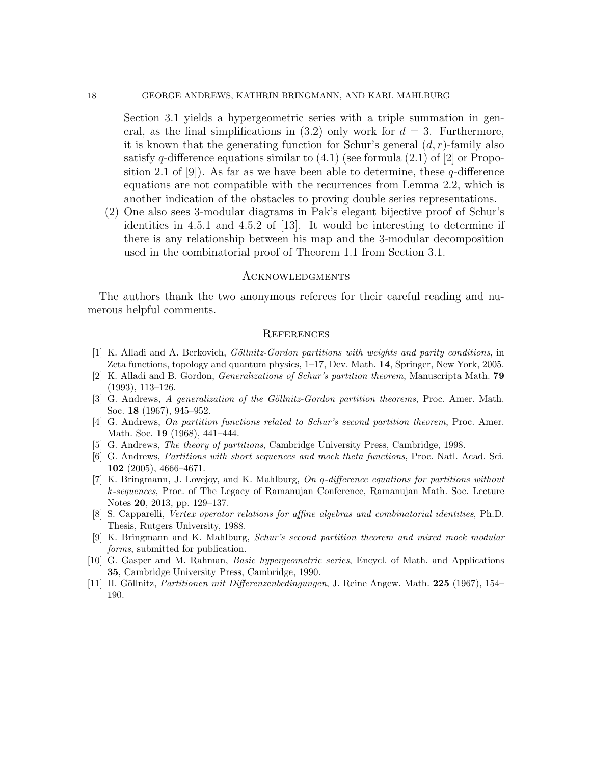Section 3.1 yields a hypergeometric series with a triple summation in general, as the final simplifications in (3.2) only work for $d = 3$. Furthermore, it is known that the generating function for Schur's general $(d, r)$-family also satisfy $q$-difference equations similar to (4.1) (see formula (2.1) of [2] or Proposition 2.1 of [9]). As far as we have been able to determine, these $q$-difference equations are not compatible with the recurrences from Lemma 2.2, which is another indication of the obstacles to proving double series representations.

(2) One also sees 3-modular diagrams in Pak's elegant bijective proof of Schur's identities in 4.5.1 and 4.5.2 of [13]. It would be interesting to determine if there is any relationship between his map and the 3-modular decomposition used in the combinatorial proof of Theorem 1.1 from Section 3.1.

## Acknowledgments

The authors thank the two anonymous referees for their careful reading and numerous helpful comments.

## References

[1] K. Alladi and A. Berkovich, *Göllnitz-Gordon partitions with weights and parity conditions*, in Zeta functions, topology and quantum physics, 1–17, Dev. Math. **14**, Springer, New York, 2005.

[2] K. Alladi and B. Gordon, *Generalizations of Schur's partition theorem*, Manuscripta Math. **79** (1993), 113–126.

[3] G. Andrews, *A generalization of the Göllnitz-Gordon partition theorems*, Proc. Amer. Math. Soc. **18** (1967), 945–952.

[4] G. Andrews, *On partition functions related to Schur's second partition theorem*, Proc. Amer. Math. Soc. **19** (1968), 441–444.

[5] G. Andrews, *The theory of partitions*, Cambridge University Press, Cambridge, 1998.

[6] G. Andrews, *Partitions with short sequences and mock theta functions*, Proc. Natl. Acad. Sci. **102** (2005), 4666–4671.

[7] K. Bringmann, J. Lovejoy, and K. Mahlburg, *On q-difference equations for partitions without k-sequences*, Proc. of The Legacy of Ramanujan Conference, Ramanujan Math. Soc. Lecture Notes **20**, 2013, pp. 129–137.

[8] S. Capparelli, *Vertex operator relations for affine algebras and combinatorial identities*, Ph.D. Thesis, Rutgers University, 1988.

[9] K. Bringmann and K. Mahlburg, *Schur's second partition theorem and mixed mock modular forms*, submitted for publication.

[10] G. Gasper and M. Rahman, *Basic hypergeometric series*, Encycl. of Math. and Applications **35**, Cambridge University Press, Cambridge, 1990.

[11] H. Göllnitz, *Partitionen mit Differenzenbedingungen*, J. Reine Angew. Math. **225** (1967), 154–190.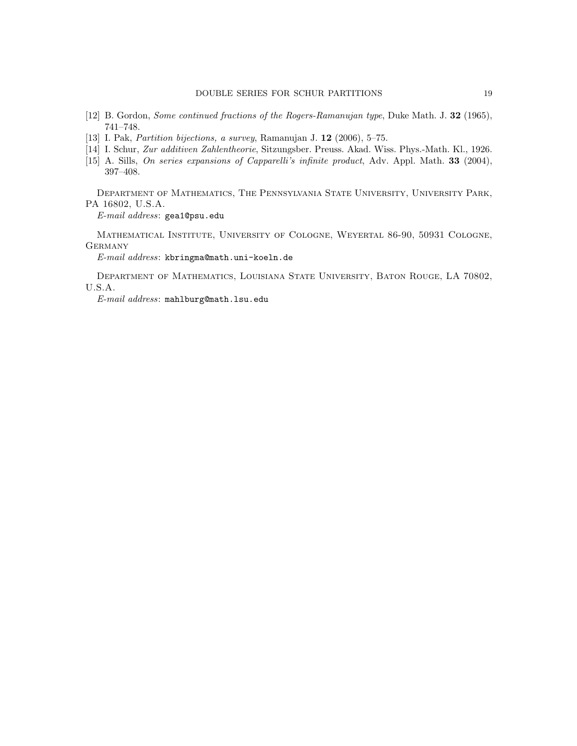[12] B. Gordon, *Some continued fractions of the Rogers-Ramanujan type*, Duke Math. J. **32** (1965), 741–748.

[13] I. Pak, *Partition bijections, a survey*, Ramanujan J. **12** (2006), 5–75.

[14] I. Schur, *Zur additiven Zahlentheorie*, Sitzungsber. Preuss. Akad. Wiss. Phys.-Math. Kl., 1926.

[15] A. Sills, *On series expansions of Capparelli's infinite product*, Adv. Appl. Math. **33** (2004), 397–408.

Department of Mathematics, The Pennsylvania State University, University Park, PA 16802, U.S.A.

*E-mail address*: `gea1@psu.edu`

Mathematical Institute, University of Cologne, Weyertal 86-90, 50931 Cologne, Germany

*E-mail address*: `kbringma@math.uni-koeln.de`

Department of Mathematics, Louisiana State University, Baton Rouge, LA 70802, U.S.A.

*E-mail address*: `mahlburg@math.lsu.edu`